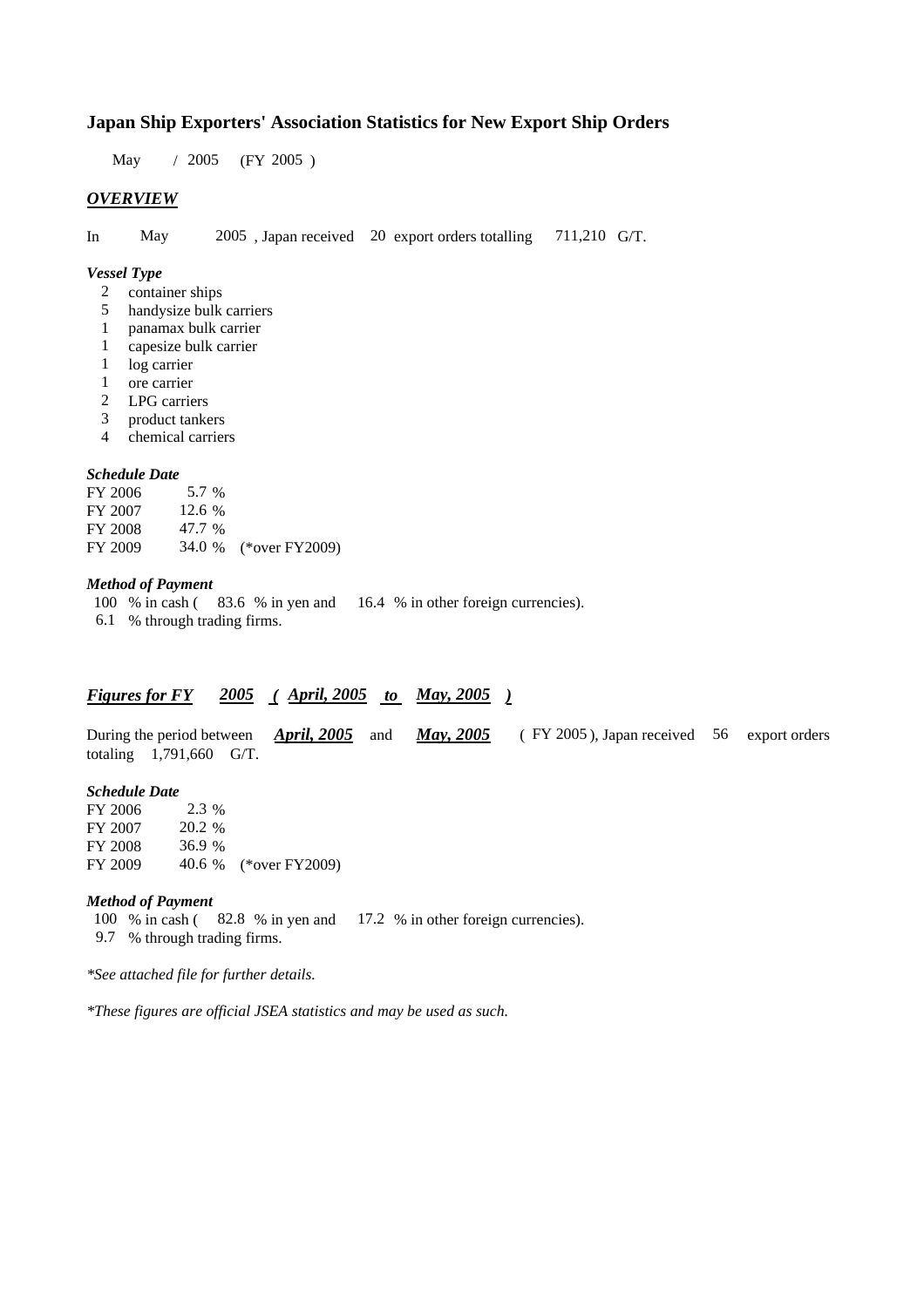## Japan Ship Exporters' Association Statistics for New Export Ship Orders

May / 2005 (FY 2005 )

### *OVERVIEW*

In May 2005 , Japan received 20 export orders totalling 711,210 G/T.

#### *Vessel Type*

- 2 container ships
- 5 handysize bulk carriers
- 1 panamax bulk carrier
- 1 capesize bulk carrier
- 1 log carrier
- 1 ore carrier
- 2 LPG carriers
- 3 product tankers
- 4 chemical carriers

#### *Schedule Date*

| | | |
|---|---|---|
| FY 2006 | 5.7 % | |
| FY 2007 | 12.6 % | |
| FY 2008 | 47.7 % | |
| FY 2009 | 34.0 % | (*over FY2009) |

#### *Method of Payment*

100 % in cash ( 83.6 % in yen and 16.4 % in other foreign currencies).
6.1 % through trading firms.

### *Figures for FY 2005 ( April, 2005 to May, 2005 )*

During the period between ***April, 2005*** and ***May, 2005*** ( FY 2005 ), Japan received 56 export orders totaling 1,791,660 G/T.

#### *Schedule Date*

| | | |
|---|---|---|
| FY 2006 | 2.3 % | |
| FY 2007 | 20.2 % | |
| FY 2008 | 36.9 % | |
| FY 2009 | 40.6 % | (*over FY2009) |

#### *Method of Payment*

100 % in cash ( 82.8 % in yen and 17.2 % in other foreign currencies).
9.7 % through trading firms.

*\*See attached file for further details.*

*\*These figures are official JSEA statistics and may be used as such.*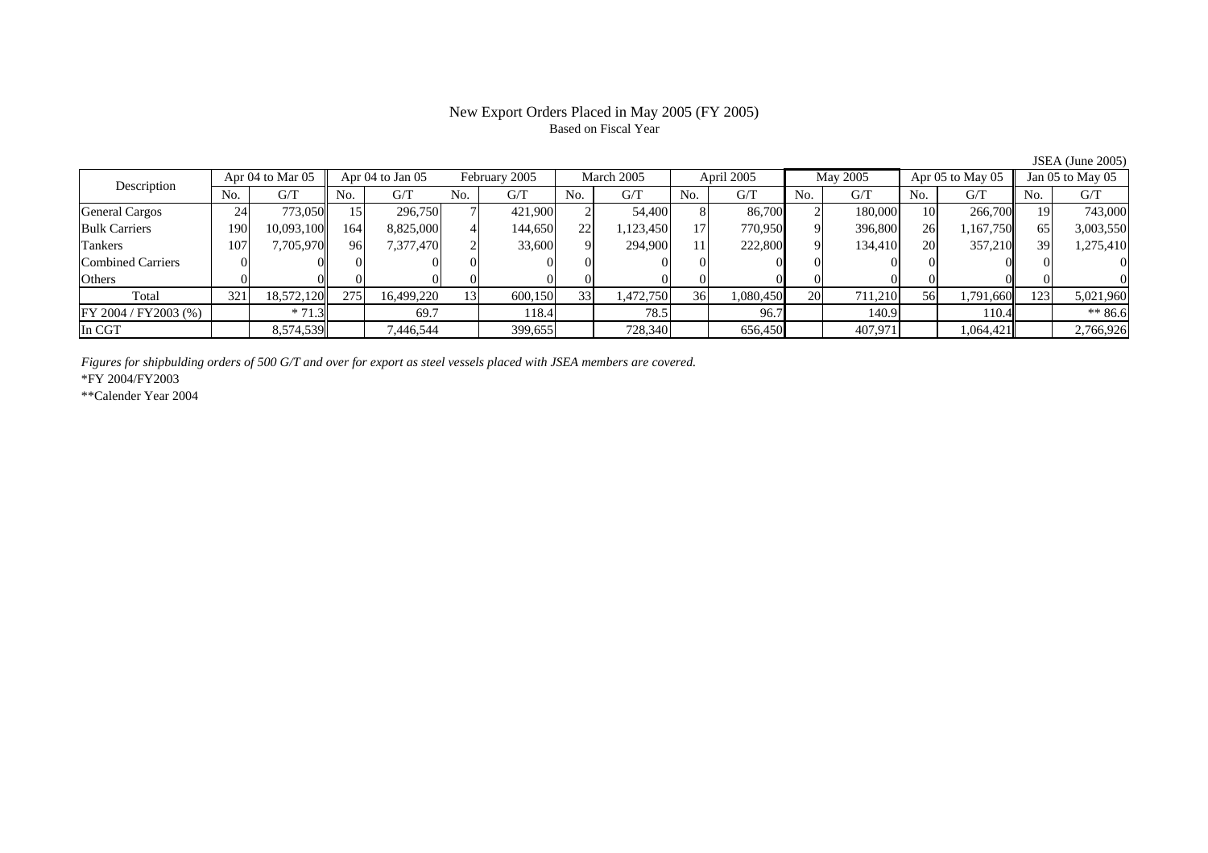# New Export Orders Placed in May 2005 (FY 2005)

Based on Fiscal Year

JSEA (June 2005)

| Description | Apr 04 to Mar 05 | | Apr 04 to Jan 05 | | February 2005 | | March 2005 | | April 2005 | | May 2005 | | Apr 05 to May 05 | | Jan 05 to May 05 | |
|---|---|---|---|---|---|---|---|---|---|---|---|---|---|---|---|---|
| | No. | G/T | No. | G/T | No. | G/T | No. | G/T | No. | G/T | No. | G/T | No. | G/T | No. | G/T |
| General Cargos | 24 | 773,050 | 15 | 296,750 | 7 | 421,900 | 2 | 54,400 | 8 | 86,700 | 2 | 180,000 | 10 | 266,700 | 19 | 743,000 |
| Bulk Carriers | 190 | 10,093,100 | 164 | 8,825,000 | 4 | 144,650 | 22 | 1,123,450 | 17 | 770,950 | 9 | 396,800 | 26 | 1,167,750 | 65 | 3,003,550 |
| Tankers | 107 | 7,705,970 | 96 | 7,377,470 | 2 | 33,600 | 9 | 294,900 | 11 | 222,800 | 9 | 134,410 | 20 | 357,210 | 39 | 1,275,410 |
| Combined Carriers | 0 | 0 | 0 | 0 | 0 | 0 | 0 | 0 | 0 | 0 | 0 | 0 | 0 | 0 | 0 | 0 |
| Others | 0 | 0 | 0 | 0 | 0 | 0 | 0 | 0 | 0 | 0 | 0 | 0 | 0 | 0 | 0 | 0 |
| Total | 321 | 18,572,120 | 275 | 16,499,220 | 13 | 600,150 | 33 | 1,472,750 | 36 | 1,080,450 | 20 | 711,210 | 56 | 1,791,660 | 123 | 5,021,960 |
| FY 2004 / FY2003 (%) | | * 71.3 | | 69.7 | | 118.4 | | 78.5 | | 96.7 | | 140.9 | | 110.4 | | ** 86.6 |
| In CGT | | 8,574,539 | | 7,446,544 | | 399,655 | | 728,340 | | 656,450 | | 407,971 | | 1,064,421 | | 2,766,926 |

*Figures for shipbulding orders of 500 G/T and over for export as steel vessels placed with JSEA members are covered.*

*FY 2004/FY2003

**Calender Year 2004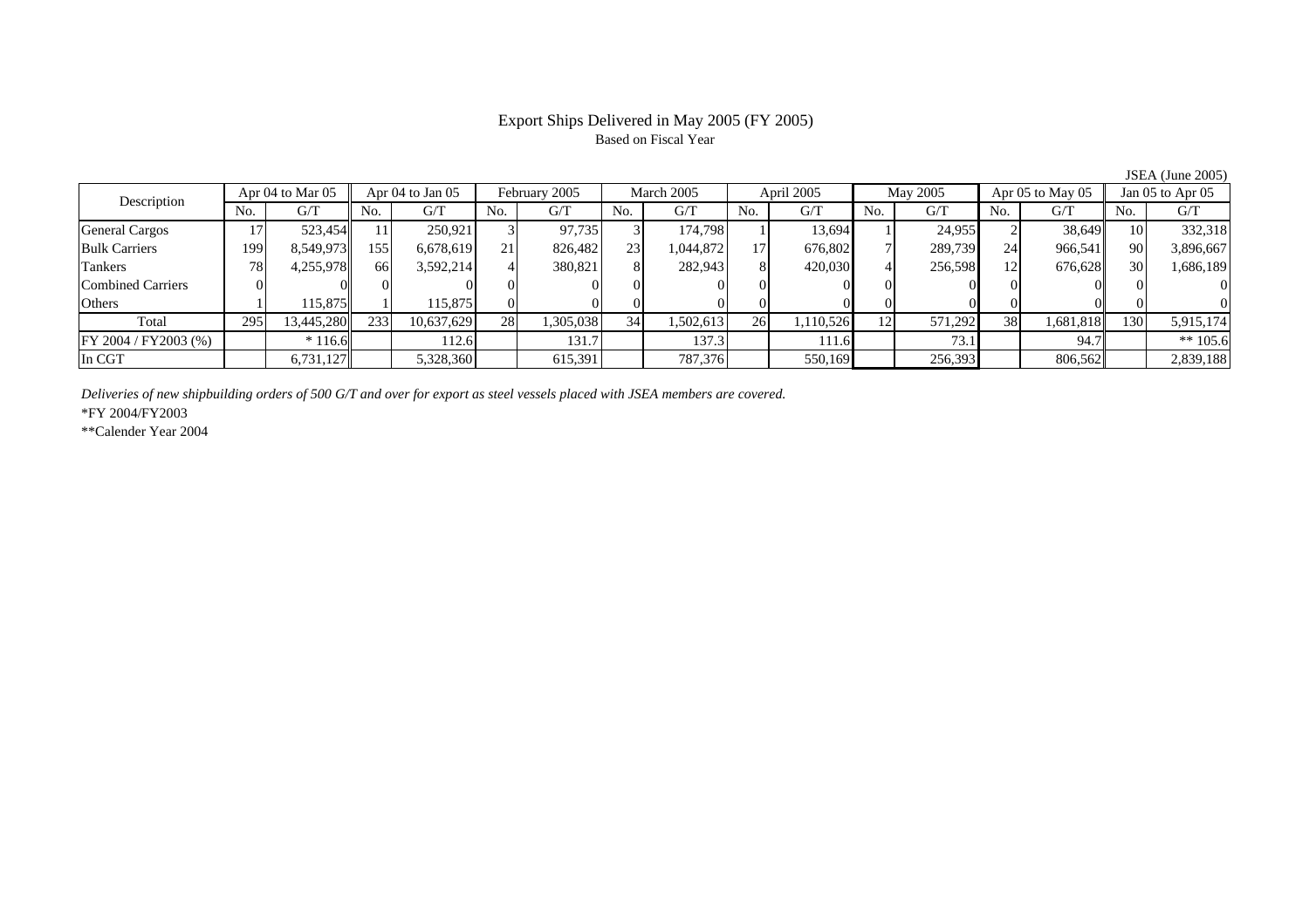# Export Ships Delivered in May 2005 (FY 2005)

Based on Fiscal Year

JSEA (June 2005)

| Description | Apr 04 to Mar 05 | | Apr 04 to Jan 05 | | February 2005 | | March 2005 | | April 2005 | | May 2005 | | Apr 05 to May 05 | | Jan 05 to Apr 05 | |
|---|---|---|---|---|---|---|---|---|---|---|---|---|---|---|---|---|
| | No. | G/T | No. | G/T | No. | G/T | No. | G/T | No. | G/T | No. | G/T | No. | G/T | No. | G/T |
| General Cargos | 17 | 523,454 | 11 | 250,921 | 3 | 97,735 | 3 | 174,798 | 1 | 13,694 | 1 | 24,955 | 2 | 38,649 | 10 | 332,318 |
| Bulk Carriers | 199 | 8,549,973 | 155 | 6,678,619 | 21 | 826,482 | 23 | 1,044,872 | 17 | 676,802 | 7 | 289,739 | 24 | 966,541 | 90 | 3,896,667 |
| Tankers | 78 | 4,255,978 | 66 | 3,592,214 | 4 | 380,821 | 8 | 282,943 | 8 | 420,030 | 4 | 256,598 | 12 | 676,628 | 30 | 1,686,189 |
| Combined Carriers | 0 | 0 | 0 | 0 | 0 | 0 | 0 | 0 | 0 | 0 | 0 | 0 | 0 | 0 | 0 | 0 |
| Others | 1 | 115,875 | 1 | 115,875 | 0 | 0 | 0 | 0 | 0 | 0 | 0 | 0 | 0 | 0 | 0 | 0 |
| Total | 295 | 13,445,280 | 233 | 10,637,629 | 28 | 1,305,038 | 34 | 1,502,613 | 26 | 1,110,526 | 12 | 571,292 | 38 | 1,681,818 | 130 | 5,915,174 |
| FY 2004 / FY2003 (%) | | * 116.6 | | 112.6 | | 131.7 | | 137.3 | | 111.6 | | 73.1 | | 94.7 | | ** 105.6 |
| In CGT | | 6,731,127 | | 5,328,360 | | 615,391 | | 787,376 | | 550,169 | | 256,393 | | 806,562 | | 2,839,188 |

*Deliveries of new shipbuilding orders of 500 G/T and over for export as steel vessels placed with JSEA members are covered.*

*FY 2004/FY2003

**Calender Year 2004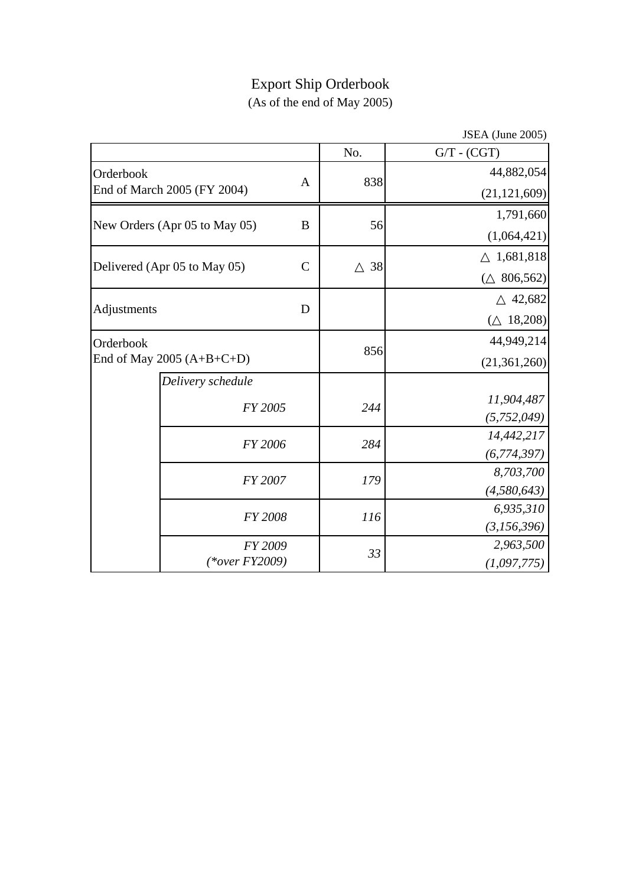# Export Ship Orderbook

(As of the end of May 2005)

JSEA (June 2005)

| | | | No. | G/T - (CGT) |
|---|---|---|---|---|
| Orderbook<br>End of March 2005 (FY 2004) | | A | 838 | 44,882,054<br>(21,121,609) |
| New Orders (Apr 05 to May 05) | | B | 56 | 1,791,660<br>(1,064,421) |
| Delivered (Apr 05 to May 05) | | C | △ 38 | △ 1,681,818<br>(△ 806,562) |
| Adjustments | | D | | △ 42,682<br>(△ 18,208) |
| Orderbook<br>End of May 2005 (A+B+C+D) | | | 856 | 44,949,214<br>(21,361,260) |
| | *Delivery schedule* | | | |
| | *FY 2005* | | *244* | *11,904,487*<br>*(5,752,049)* |
| | *FY 2006* | | *284* | *14,442,217*<br>*(6,774,397)* |
| | *FY 2007* | | *179* | *8,703,700*<br>*(4,580,643)* |
| | *FY 2008* | | *116* | *6,935,310*<br>*(3,156,396)* |
| | *FY 2009*<br>*(*over FY2009)* | | *33* | *2,963,500*<br>*(1,097,775)* |